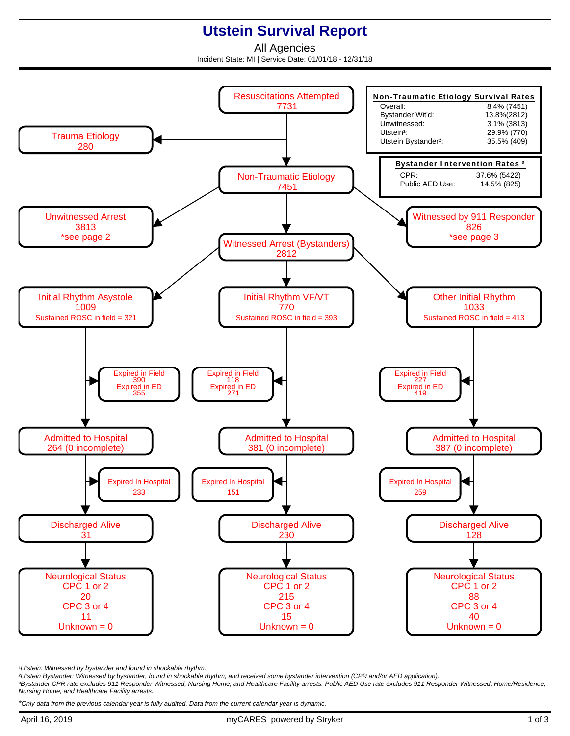# Utstein Survival Report

## All Agencies

Incident State: MI | Service Date: 01/01/18 - 12/31/18

**Non-Traumatic Etiology Survival Rates**

| | |
|---|---|
| Overall: | 8.4% (7451) |
| Bystander Wit'd: | 13.8%(2812) |
| Unwitnessed: | 3.1% (3813) |
| Utstein[1]: | 29.9% (770) |
| Utstein Bystander[2]: | 35.5% (409) |

**Bystander Intervention Rates [3]**

| | |
|---|---|
| CPR: | 37.6% (5422) |
| Public AED Use: | 14.5% (825) |

**Resuscitations Attempted** 7731

- **Trauma Etiology** 280
- **Non-Traumatic Etiology** 7451
  - **Unwitnessed Arrest** 3813 *see page 2
  - **Witnessed by 911 Responder** 826 *see page 3
  - **Witnessed Arrest (Bystanders)** 2812

| | Initial Rhythm Asystole | Initial Rhythm VF/VT | Other Initial Rhythm |
|---|---|---|---|
| Total | 1009 | 770 | 1033 |
| Sustained ROSC in field | 321 | 393 | 413 |
| Expired in Field | 390 | 118 | 227 |
| Expired in ED | 355 | 271 | 419 |
| Admitted to Hospital | 264 (0 incomplete) | 381 (0 incomplete) | 387 (0 incomplete) |
| Expired In Hospital | 233 | 151 | 259 |
| Discharged Alive | 31 | 230 | 128 |
| Neurological Status CPC 1 or 2 | 20 | 215 | 88 |
| Neurological Status CPC 3 or 4 | 11 | 15 | 40 |
| Unknown | 0 | 0 | 0 |

[1]Utstein: Witnessed by bystander and found in shockable rhythm.
[2]Utstein Bystander: Witnessed by bystander, found in shockable rhythm, and received some bystander intervention (CPR and/or AED application).
[3]Bystander CPR rate excludes 911 Responder Witnessed, Nursing Home, and Healthcare Facility arrests. Public AED Use rate excludes 911 Responder Witnessed, Home/Residence, Nursing Home, and Healthcare Facility arrests.

*Only data from the previous calendar year is fully audited. Data from the current calendar year is dynamic.

April 16, 2019 — myCARES powered by Stryker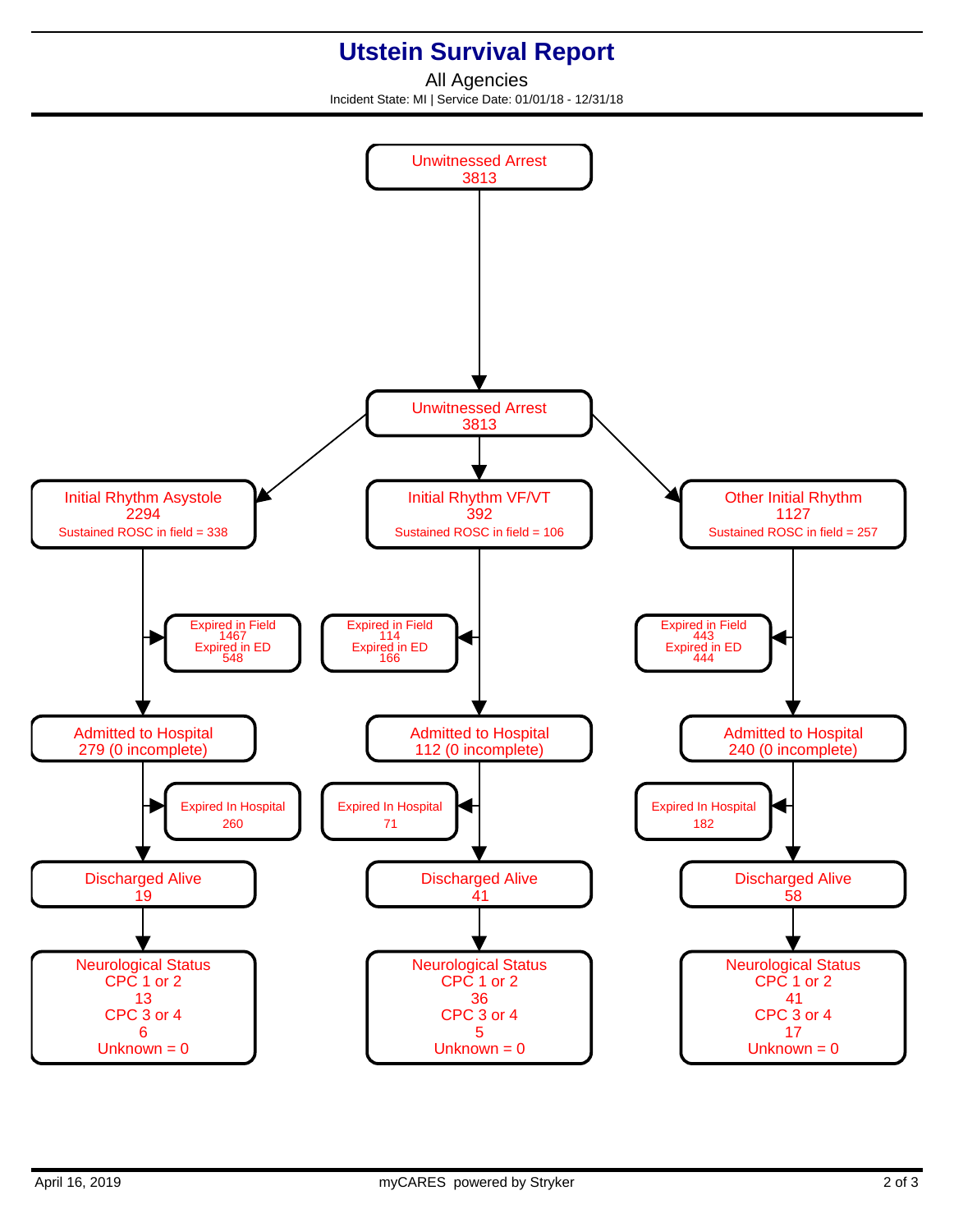# Utstein Survival Report

All Agencies

Incident State: MI | Service Date: 01/01/18 - 12/31/18

**Unwitnessed Arrest**
3813

**Unwitnessed Arrest**
3813

| | Initial Rhythm Asystole | Initial Rhythm VF/VT | Other Initial Rhythm |
|---|---|---|---|
| Total | 2294 | 392 | 1127 |
| Sustained ROSC in field | 338 | 106 | 257 |
| Expired in Field | 1467 | 114 | 443 |
| Expired in ED | 548 | 166 | 444 |
| Admitted to Hospital | 279 (0 incomplete) | 112 (0 incomplete) | 240 (0 incomplete) |
| Expired In Hospital | 260 | 71 | 182 |
| Discharged Alive | 19 | 41 | 58 |
| Neurological Status: CPC 1 or 2 | 13 | 36 | 41 |
| Neurological Status: CPC 3 or 4 | 6 | 5 | 17 |
| Neurological Status: Unknown | 0 | 0 | 0 |

April 16, 2019

myCARES powered by Stryker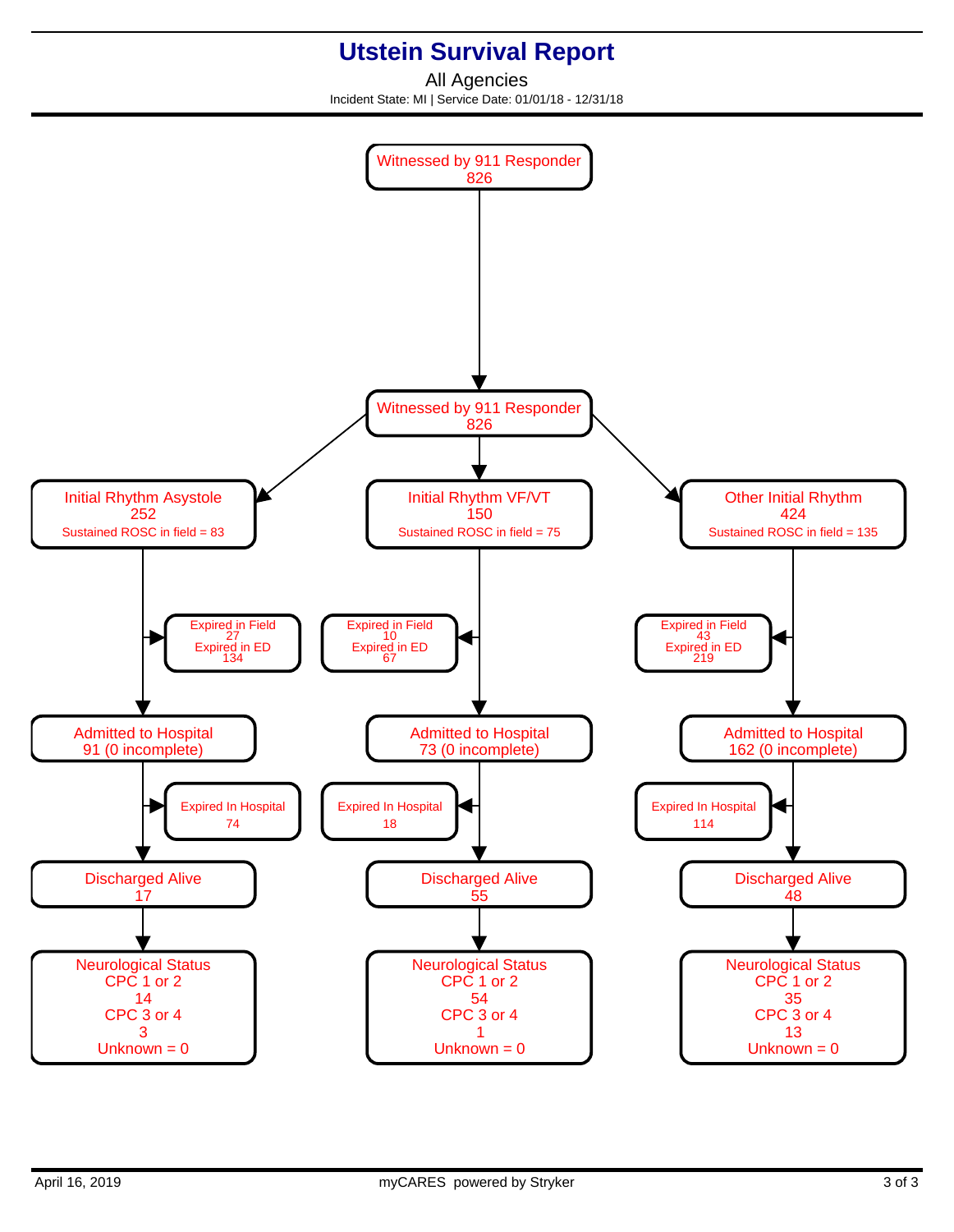# Utstein Survival Report

All Agencies

Incident State: MI | Service Date: 01/01/18 - 12/31/18

Witnessed by 911 Responder
826

Witnessed by 911 Responder
826

Initial Rhythm Asystole
252
Sustained ROSC in field = 83

Initial Rhythm VF/VT
150
Sustained ROSC in field = 75

Other Initial Rhythm
424
Sustained ROSC in field = 135

Expired in Field
27
Expired in ED
134

Expired in Field
10
Expired in ED
67

Expired in Field
43
Expired in ED
219

Admitted to Hospital
91 (0 incomplete)

Admitted to Hospital
73 (0 incomplete)

Admitted to Hospital
162 (0 incomplete)

Expired In Hospital
74

Expired In Hospital
18

Expired In Hospital
114

Discharged Alive
17

Discharged Alive
55

Discharged Alive
48

Neurological Status
CPC 1 or 2
14
CPC 3 or 4
3
Unknown = 0

Neurological Status
CPC 1 or 2
54
CPC 3 or 4
1
Unknown = 0

Neurological Status
CPC 1 or 2
35
CPC 3 or 4
13
Unknown = 0

April 16, 2019 — myCARES powered by Stryker